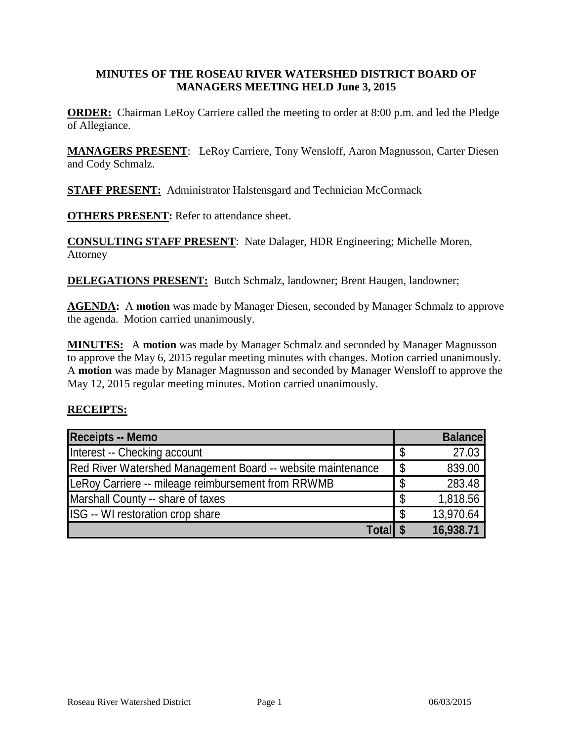**MINUTES OF THE ROSEAU RIVER WATERSHED DISTRICT BOARD OF MANAGERS MEETING HELD June 3, 2015**

**ORDER:** Chairman LeRoy Carriere called the meeting to order at 8:00 p.m. and led the Pledge of Allegiance.

**MANAGERS PRESENT**: LeRoy Carriere, Tony Wensloff, Aaron Magnusson, Carter Diesen and Cody Schmalz.

**STAFF PRESENT:** Administrator Halstensgard and Technician McCormack

**OTHERS PRESENT:** Refer to attendance sheet.

**CONSULTING STAFF PRESENT**: Nate Dalager, HDR Engineering; Michelle Moren, Attorney

**DELEGATIONS PRESENT:** Butch Schmalz, landowner; Brent Haugen, landowner;

**AGENDA:** A **motion** was made by Manager Diesen, seconded by Manager Schmalz to approve the agenda. Motion carried unanimously.

**MINUTES:** A **motion** was made by Manager Schmalz and seconded by Manager Magnusson to approve the May 6, 2015 regular meeting minutes with changes. Motion carried unanimously. A **motion** was made by Manager Magnusson and seconded by Manager Wensloff to approve the May 12, 2015 regular meeting minutes. Motion carried unanimously.

**RECEIPTS:**

| Receipts -- Memo | Balance |
|---|---|
| Interest -- Checking account | $ 27.03 |
| Red River Watershed Management Board -- website maintenance | $ 839.00 |
| LeRoy Carriere -- mileage reimbursement from RRWMB | $ 283.48 |
| Marshall County -- share of taxes | $ 1,818.56 |
| ISG -- WI restoration crop share | $ 13,970.64 |
| **Total** | **$ 16,938.71** |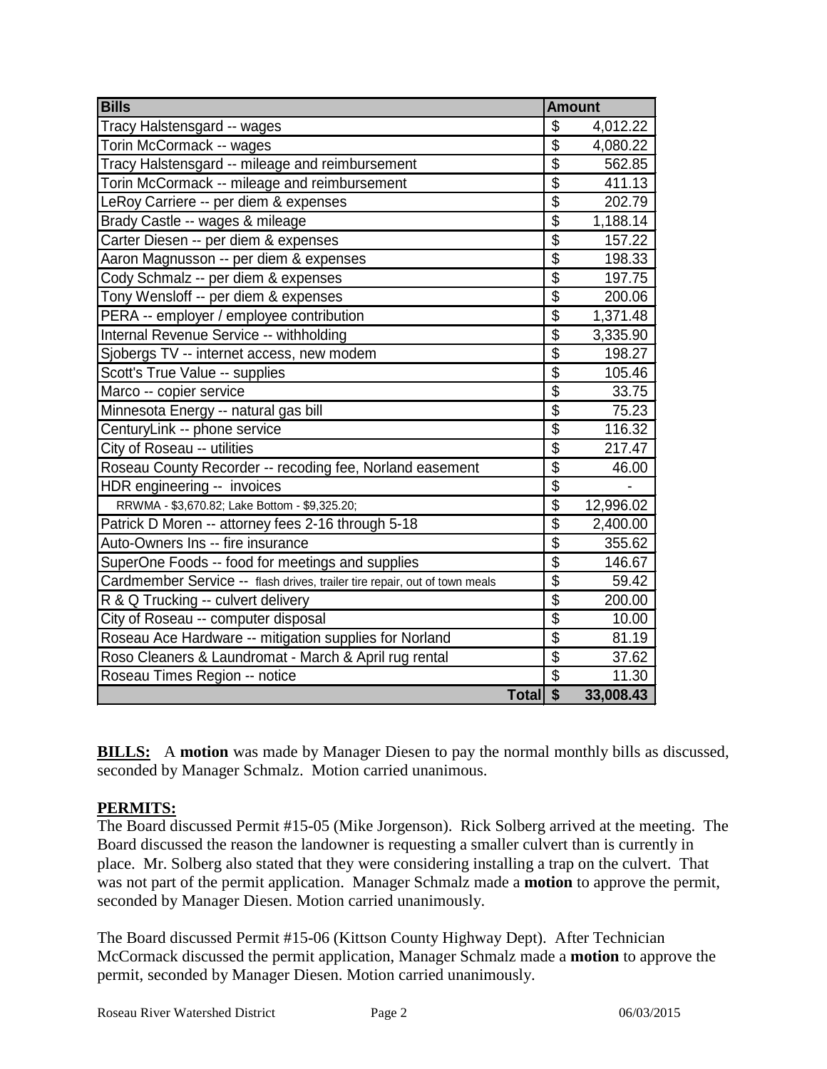| Bills | Amount |
|---|---|
| Tracy Halstensgard -- wages | $ 4,012.22 |
| Torin McCormack -- wages | $ 4,080.22 |
| Tracy Halstensgard -- mileage and reimbursement | $ 562.85 |
| Torin McCormack -- mileage and reimbursement | $ 411.13 |
| LeRoy Carriere -- per diem & expenses | $ 202.79 |
| Brady Castle -- wages & mileage | $ 1,188.14 |
| Carter Diesen -- per diem & expenses | $ 157.22 |
| Aaron Magnusson -- per diem & expenses | $ 198.33 |
| Cody Schmalz -- per diem & expenses | $ 197.75 |
| Tony Wensloff -- per diem & expenses | $ 200.06 |
| PERA -- employer / employee contribution | $ 1,371.48 |
| Internal Revenue Service -- withholding | $ 3,335.90 |
| Sjobergs TV -- internet access, new modem | $ 198.27 |
| Scott's True Value -- supplies | $ 105.46 |
| Marco -- copier service | $ 33.75 |
| Minnesota Energy -- natural gas bill | $ 75.23 |
| CenturyLink -- phone service | $ 116.32 |
| City of Roseau -- utilities | $ 217.47 |
| Roseau County Recorder -- recoding fee, Norland easement | $ 46.00 |
| HDR engineering -- invoices | $ - |
| RRWMA - $3,670.82; Lake Bottom - $9,325.20; | $ 12,996.02 |
| Patrick D Moren -- attorney fees 2-16 through 5-18 | $ 2,400.00 |
| Auto-Owners Ins -- fire insurance | $ 355.62 |
| SuperOne Foods -- food for meetings and supplies | $ 146.67 |
| Cardmember Service -- flash drives, trailer tire repair, out of town meals | $ 59.42 |
| R & Q Trucking -- culvert delivery | $ 200.00 |
| City of Roseau -- computer disposal | $ 10.00 |
| Roseau Ace Hardware -- mitigation supplies for Norland | $ 81.19 |
| Roso Cleaners & Laundromat - March & April rug rental | $ 37.62 |
| Roseau Times Region -- notice | $ 11.30 |
| **Total** | **$ 33,008.43** |

**BILLS:** A **motion** was made by Manager Diesen to pay the normal monthly bills as discussed, seconded by Manager Schmalz. Motion carried unanimous.

**PERMITS:**

The Board discussed Permit #15-05 (Mike Jorgenson). Rick Solberg arrived at the meeting. The Board discussed the reason the landowner is requesting a smaller culvert than is currently in place. Mr. Solberg also stated that they were considering installing a trap on the culvert. That was not part of the permit application. Manager Schmalz made a **motion** to approve the permit, seconded by Manager Diesen. Motion carried unanimously.

The Board discussed Permit #15-06 (Kittson County Highway Dept). After Technician McCormack discussed the permit application, Manager Schmalz made a **motion** to approve the permit, seconded by Manager Diesen. Motion carried unanimously.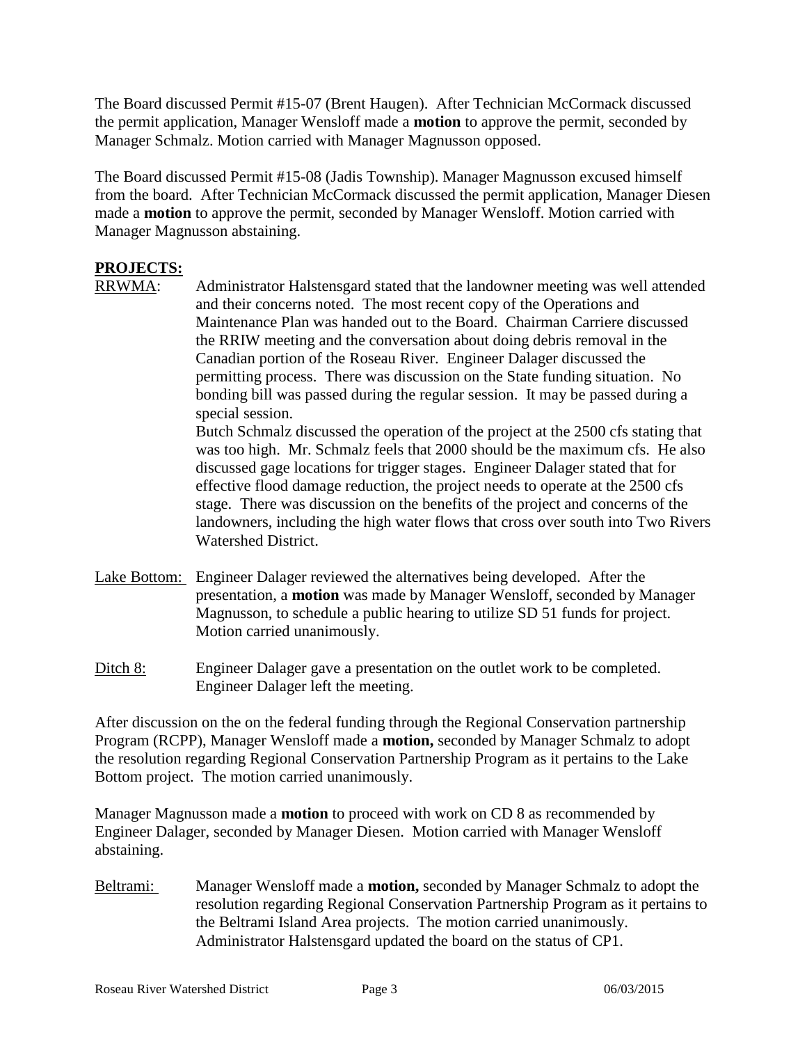The Board discussed Permit #15-07 (Brent Haugen). After Technician McCormack discussed the permit application, Manager Wensloff made a **motion** to approve the permit, seconded by Manager Schmalz. Motion carried with Manager Magnusson opposed.

The Board discussed Permit #15-08 (Jadis Township). Manager Magnusson excused himself from the board. After Technician McCormack discussed the permit application, Manager Diesen made a **motion** to approve the permit, seconded by Manager Wensloff. Motion carried with Manager Magnusson abstaining.

**PROJECTS:**

RRWMA: Administrator Halstensgard stated that the landowner meeting was well attended and their concerns noted. The most recent copy of the Operations and Maintenance Plan was handed out to the Board. Chairman Carriere discussed the RRIW meeting and the conversation about doing debris removal in the Canadian portion of the Roseau River. Engineer Dalager discussed the permitting process. There was discussion on the State funding situation. No bonding bill was passed during the regular session. It may be passed during a special session.
Butch Schmalz discussed the operation of the project at the 2500 cfs stating that was too high. Mr. Schmalz feels that 2000 should be the maximum cfs. He also discussed gage locations for trigger stages. Engineer Dalager stated that for effective flood damage reduction, the project needs to operate at the 2500 cfs stage. There was discussion on the benefits of the project and concerns of the landowners, including the high water flows that cross over south into Two Rivers Watershed District.

Lake Bottom: Engineer Dalager reviewed the alternatives being developed. After the presentation, a **motion** was made by Manager Wensloff, seconded by Manager Magnusson, to schedule a public hearing to utilize SD 51 funds for project. Motion carried unanimously.

Ditch 8: Engineer Dalager gave a presentation on the outlet work to be completed. Engineer Dalager left the meeting.

After discussion on the on the federal funding through the Regional Conservation partnership Program (RCPP), Manager Wensloff made a **motion,** seconded by Manager Schmalz to adopt the resolution regarding Regional Conservation Partnership Program as it pertains to the Lake Bottom project. The motion carried unanimously.

Manager Magnusson made a **motion** to proceed with work on CD 8 as recommended by Engineer Dalager, seconded by Manager Diesen. Motion carried with Manager Wensloff abstaining.

Beltrami: Manager Wensloff made a **motion,** seconded by Manager Schmalz to adopt the resolution regarding Regional Conservation Partnership Program as it pertains to the Beltrami Island Area projects. The motion carried unanimously. Administrator Halstensgard updated the board on the status of CP1.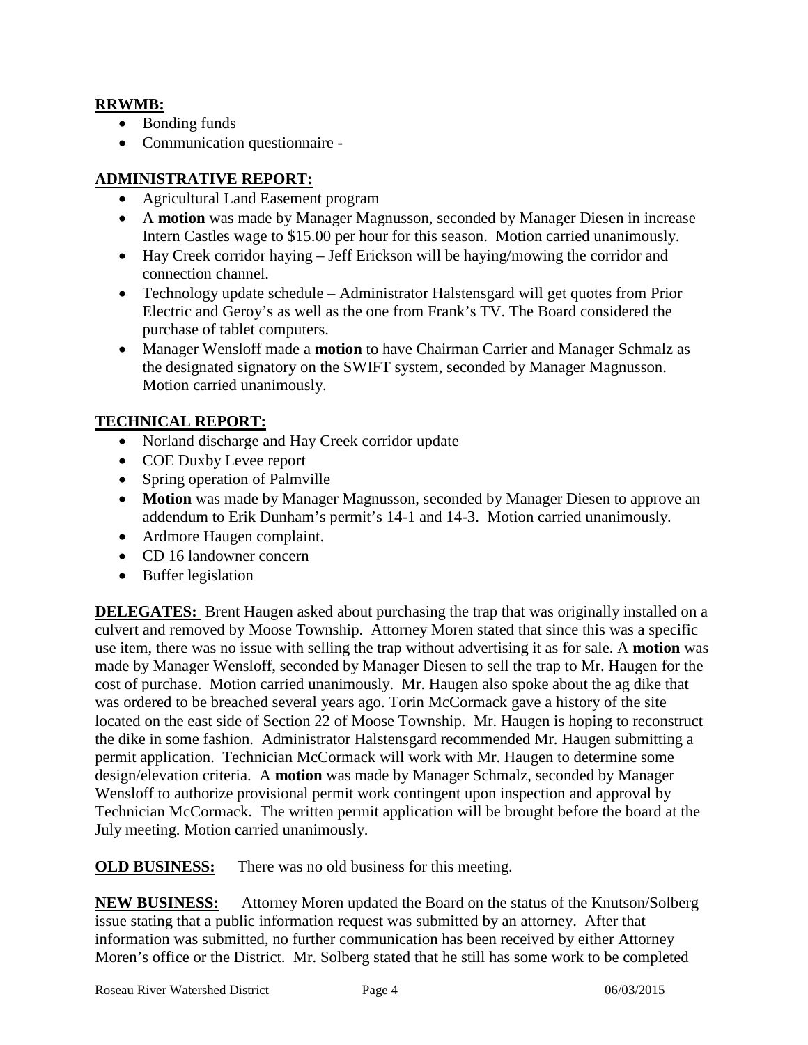**RRWMB:**

- Bonding funds
- Communication questionnaire -

**ADMINISTRATIVE REPORT:**

- Agricultural Land Easement program
- A **motion** was made by Manager Magnusson, seconded by Manager Diesen in increase Intern Castles wage to $15.00 per hour for this season. Motion carried unanimously.
- Hay Creek corridor haying – Jeff Erickson will be haying/mowing the corridor and connection channel.
- Technology update schedule – Administrator Halstensgard will get quotes from Prior Electric and Geroy's as well as the one from Frank's TV. The Board considered the purchase of tablet computers.
- Manager Wensloff made a **motion** to have Chairman Carrier and Manager Schmalz as the designated signatory on the SWIFT system, seconded by Manager Magnusson. Motion carried unanimously.

**TECHNICAL REPORT:**

- Norland discharge and Hay Creek corridor update
- COE Duxby Levee report
- Spring operation of Palmville
- **Motion** was made by Manager Magnusson, seconded by Manager Diesen to approve an addendum to Erik Dunham's permit's 14-1 and 14-3. Motion carried unanimously.
- Ardmore Haugen complaint.
- CD 16 landowner concern
- Buffer legislation

**DELEGATES:** Brent Haugen asked about purchasing the trap that was originally installed on a culvert and removed by Moose Township. Attorney Moren stated that since this was a specific use item, there was no issue with selling the trap without advertising it as for sale. A **motion** was made by Manager Wensloff, seconded by Manager Diesen to sell the trap to Mr. Haugen for the cost of purchase. Motion carried unanimously. Mr. Haugen also spoke about the ag dike that was ordered to be breached several years ago. Torin McCormack gave a history of the site located on the east side of Section 22 of Moose Township. Mr. Haugen is hoping to reconstruct the dike in some fashion. Administrator Halstensgard recommended Mr. Haugen submitting a permit application. Technician McCormack will work with Mr. Haugen to determine some design/elevation criteria. A **motion** was made by Manager Schmalz, seconded by Manager Wensloff to authorize provisional permit work contingent upon inspection and approval by Technician McCormack. The written permit application will be brought before the board at the July meeting. Motion carried unanimously.

**OLD BUSINESS:** There was no old business for this meeting.

**NEW BUSINESS:** Attorney Moren updated the Board on the status of the Knutson/Solberg issue stating that a public information request was submitted by an attorney. After that information was submitted, no further communication has been received by either Attorney Moren's office or the District. Mr. Solberg stated that he still has some work to be completed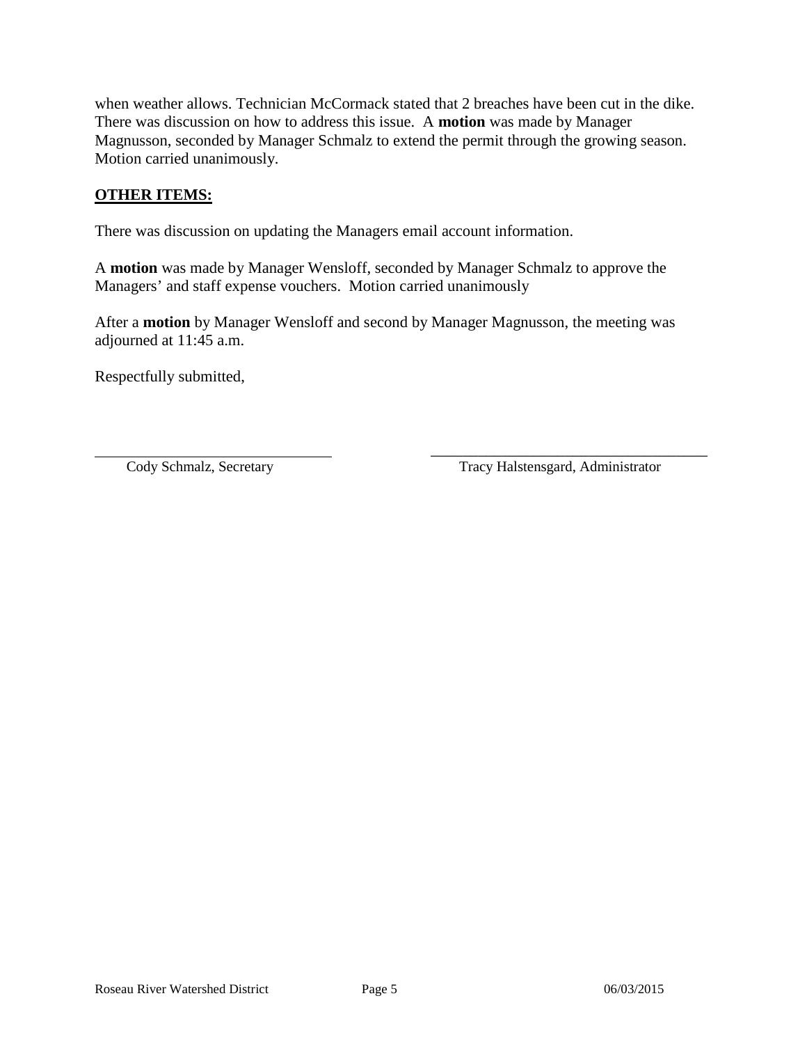when weather allows. Technician McCormack stated that 2 breaches have been cut in the dike. There was discussion on how to address this issue. A **motion** was made by Manager Magnusson, seconded by Manager Schmalz to extend the permit through the growing season. Motion carried unanimously.

**OTHER ITEMS:**

There was discussion on updating the Managers email account information.

A **motion** was made by Manager Wensloff, seconded by Manager Schmalz to approve the Managers' and staff expense vouchers. Motion carried unanimously

After a **motion** by Manager Wensloff and second by Manager Magnusson, the meeting was adjourned at 11:45 a.m.

Respectfully submitted,

\_\_\_\_\_\_\_\_\_\_\_\_\_\_\_\_\_\_\_\_\_\_\_\_\_\_\_\_
Cody Schmalz, Secretary

\_\_\_\_\_\_\_\_\_\_\_\_\_\_\_\_\_\_\_\_\_\_\_\_\_\_\_\_
Tracy Halstensgard, Administrator